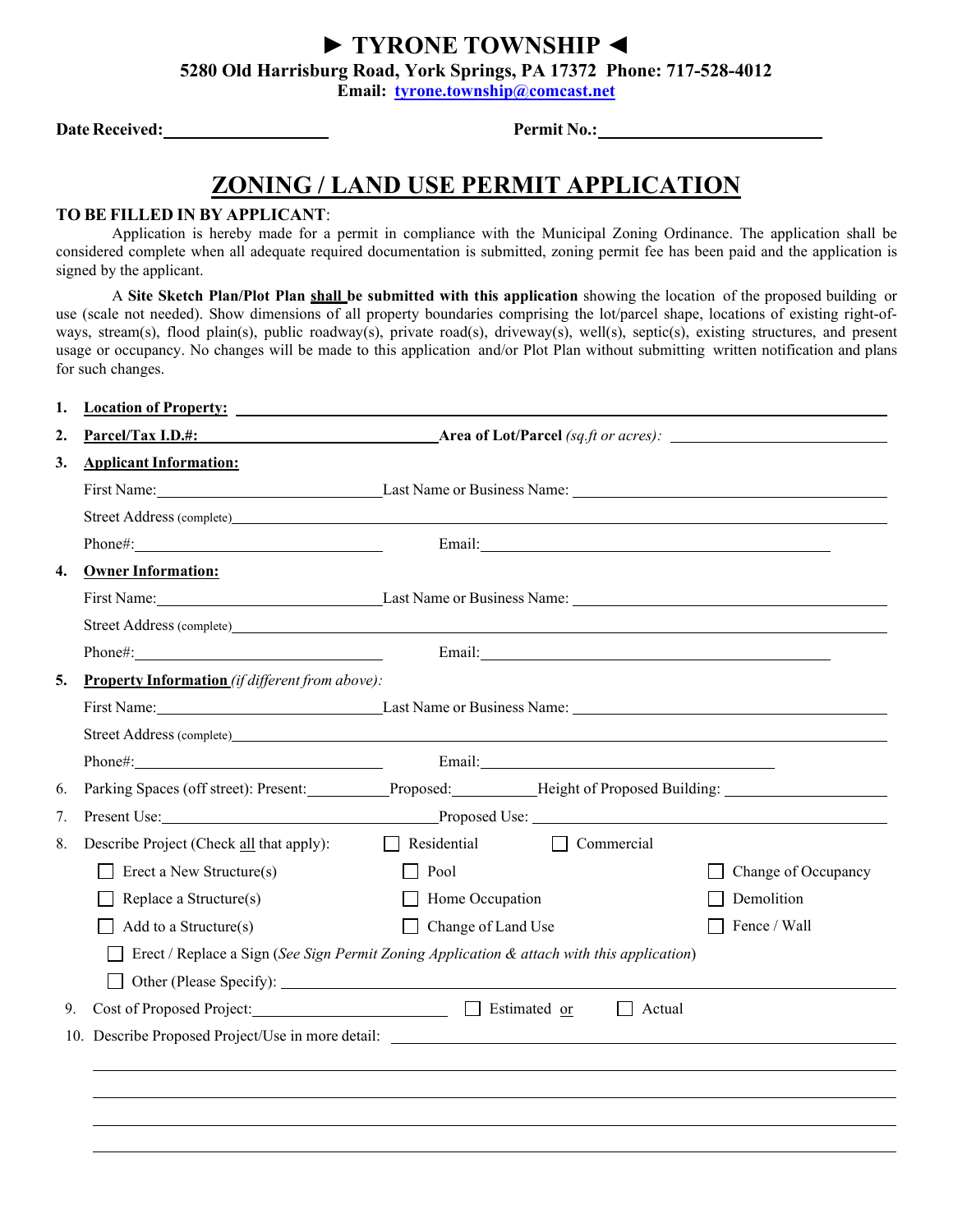# ► TYRONE TOWNSHIP ◄

**5280 Old Harrisburg Road, York Springs, PA 17372 Phone: 717-528-4012**
**Email: tyrone.township@comcast.net**

**Date Received:** ____________________ **Permit No.:** ____________________

## ZONING / LAND USE PERMIT APPLICATION

**TO BE FILLED IN BY APPLICANT**:

Application is hereby made for a permit in compliance with the Municipal Zoning Ordinance. The application shall be considered complete when all adequate required documentation is submitted, zoning permit fee has been paid and the application is signed by the applicant.

A **Site Sketch Plan/Plot Plan shall be submitted with this application** showing the location of the proposed building or use (scale not needed). Show dimensions of all property boundaries comprising the lot/parcel shape, locations of existing right-of-ways, stream(s), flood plain(s), public roadway(s), private road(s), driveway(s), well(s), septic(s), existing structures, and present usage or occupancy. No changes will be made to this application and/or Plot Plan without submitting written notification and plans for such changes.

1. **Location of Property:** ____________________
2. **Parcel/Tax I.D.#:** ____________________ **Area of Lot/Parcel** *(sq.ft or acres):* ____________________
3. **Applicant Information:**
   First Name: ____________________ Last Name or Business Name: ____________________
   Street Address (complete) ____________________
   Phone#: ____________________ Email: ____________________
4. **Owner Information:**
   First Name: ____________________ Last Name or Business Name: ____________________
   Street Address (complete) ____________________
   Phone#: ____________________ Email: ____________________
5. **Property Information** *(if different from above)*:
   First Name: ____________________ Last Name or Business Name: ____________________
   Street Address (complete) ____________________
   Phone#: ____________________ Email: ____________________
6. Parking Spaces (off street): Present: __________ Proposed: __________ Height of Proposed Building: ____________________
7. Present Use: ____________________ Proposed Use: ____________________
8. Describe Project (Check all that apply): ☐ Residential ☐ Commercial
   - ☐ Erect a New Structure(s) ☐ Pool ☐ Change of Occupancy
   - ☐ Replace a Structure(s) ☐ Home Occupation ☐ Demolition
   - ☐ Add to a Structure(s) ☐ Change of Land Use ☐ Fence / Wall
   - ☐ Erect / Replace a Sign (*See Sign Permit Zoning Application & attach with this application*)
   - ☐ Other (Please Specify): ____________________
9. Cost of Proposed Project: ____________________ ☐ Estimated or ☐ Actual
10. Describe Proposed Project/Use in more detail: ____________________

____________________

____________________

____________________

____________________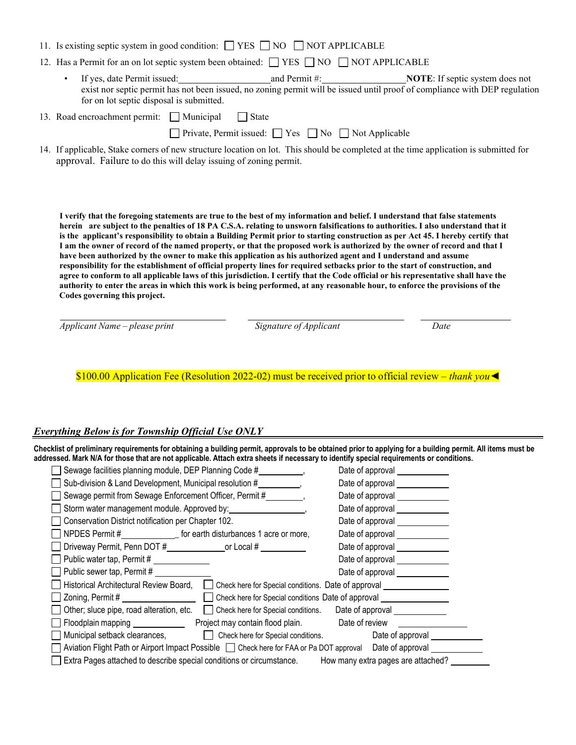11. Is existing septic system in good condition: ☐ YES ☐ NO ☐ NOT APPLICABLE
12. Has a Permit for an on lot septic system been obtained: ☐ YES ☐ NO ☐ NOT APPLICABLE
    - If yes, date Permit issued:\_\_\_\_\_\_\_\_\_\_\_\_\_\_\_\_\_\_\_\_ and Permit #:\_\_\_\_\_\_\_\_\_\_\_\_\_\_\_\_\_\_ **NOTE**: If septic system does not exist nor septic permit has not been issued, no zoning permit will be issued until proof of compliance with DEP regulation for on lot septic disposal is submitted.
13. Road encroachment permit: ☐ Municipal ☐ State

    ☐ Private, Permit issued: ☐ Yes ☐ No ☐ Not Applicable
14. If applicable, Stake corners of new structure location on lot. This should be completed at the time application is submitted for approval. Failure to do this will delay issuing of zoning permit.

**I verify that the foregoing statements are true to the best of my information and belief. I understand that false statements herein are subject to the penalties of 18 PA C.S.A. relating to unsworn falsifications to authorities. I also understand that it is the applicant's responsibility to obtain a Building Permit prior to starting construction as per Act 45. I hereby certify that I am the owner of record of the named property, or that the proposed work is authorized by the owner of record and that I have been authorized by the owner to make this application as his authorized agent and I understand and assume responsibility for the establishment of official property lines for required setbacks prior to the start of construction, and agree to conform to all applicable laws of this jurisdiction. I certify that the Code official or his representative shall have the authority to enter the areas in which this work is being performed, at any reasonable hour, to enforce the provisions of the Codes governing this project.**

\_\_\_\_\_\_\_\_\_\_\_\_\_\_\_\_\_\_\_\_\_\_\_\_\_\_\_\_ \_\_\_\_\_\_\_\_\_\_\_\_\_\_\_\_\_\_\_\_\_\_\_\_\_\_\_\_ \_\_\_\_\_\_\_\_\_\_\_\_\_\_\_

*Applicant Name – please print* *Signature of Applicant* *Date*

$100.00 Application Fee (Resolution 2022-02) must be received prior to official review – *thank you*◄

## *Everything Below is for Township Official Use ONLY*

**Checklist of preliminary requirements for obtaining a building permit, approvals to be obtained prior to applying for a building permit. All items must be addressed. Mark N/A for those that are not applicable. Attach extra sheets if necessary to identify special requirements or conditions.**

- ☐ Sewage facilities planning module, DEP Planning Code #\_\_\_\_\_\_\_\_\_\_, Date of approval \_\_\_\_\_\_\_\_\_\_\_\_
- ☐ Sub-division & Land Development, Municipal resolution #\_\_\_\_\_\_\_\_\_\_, Date of approval \_\_\_\_\_\_\_\_\_\_\_\_
- ☐ Sewage permit from Sewage Enforcement Officer, Permit #\_\_\_\_\_\_\_\_\_, Date of approval \_\_\_\_\_\_\_\_\_\_\_\_
- ☐ Storm water management module. Approved by:\_\_\_\_\_\_\_\_\_\_\_\_\_\_\_\_\_\_, Date of approval \_\_\_\_\_\_\_\_\_\_\_\_
- ☐ Conservation District notification per Chapter 102. Date of approval \_\_\_\_\_\_\_\_\_\_\_\_
- ☐ NPDES Permit #\_\_\_\_\_\_\_\_\_\_\_\_\_\_ for earth disturbances 1 acre or more, Date of approval \_\_\_\_\_\_\_\_\_\_\_\_
- ☐ Driveway Permit, Penn DOT #\_\_\_\_\_\_\_\_\_\_\_\_\_\_ or Local # \_\_\_\_\_\_\_\_\_\_ Date of approval \_\_\_\_\_\_\_\_\_\_\_\_
- ☐ Public water tap, Permit # \_\_\_\_\_\_\_\_\_\_\_\_\_ Date of approval \_\_\_\_\_\_\_\_\_\_\_\_
- ☐ Public sewer tap, Permit # \_\_\_\_\_\_\_\_\_\_\_\_\_ Date of approval \_\_\_\_\_\_\_\_\_\_\_\_
- ☐ Historical Architectural Review Board, ☐ Check here for Special conditions. Date of approval \_\_\_\_\_\_\_\_\_\_\_\_
- ☐ Zoning, Permit # \_\_\_\_\_\_\_\_\_\_\_\_\_\_\_\_ ☐ Check here for Special conditions Date of approval \_\_\_\_\_\_\_\_\_\_\_\_
- ☐ Other; sluce pipe, road alteration, etc. ☐ Check here for Special conditions. Date of approval \_\_\_\_\_\_\_\_\_\_\_\_
- ☐ Floodplain mapping \_\_\_\_\_\_\_\_\_\_\_\_ Project may contain flood plain. Date of review \_\_\_\_\_\_\_\_\_\_\_\_
- ☐ Municipal setback clearances, ☐ Check here for Special conditions. Date of approval \_\_\_\_\_\_\_\_\_\_\_\_
- ☐ Aviation Flight Path or Airport Impact Possible ☐ Check here for FAA or Pa DOT approval Date of approval \_\_\_\_\_\_\_\_\_\_\_\_
- ☐ Extra Pages attached to describe special conditions or circumstance. How many extra pages are attached? \_\_\_\_\_\_\_\_\_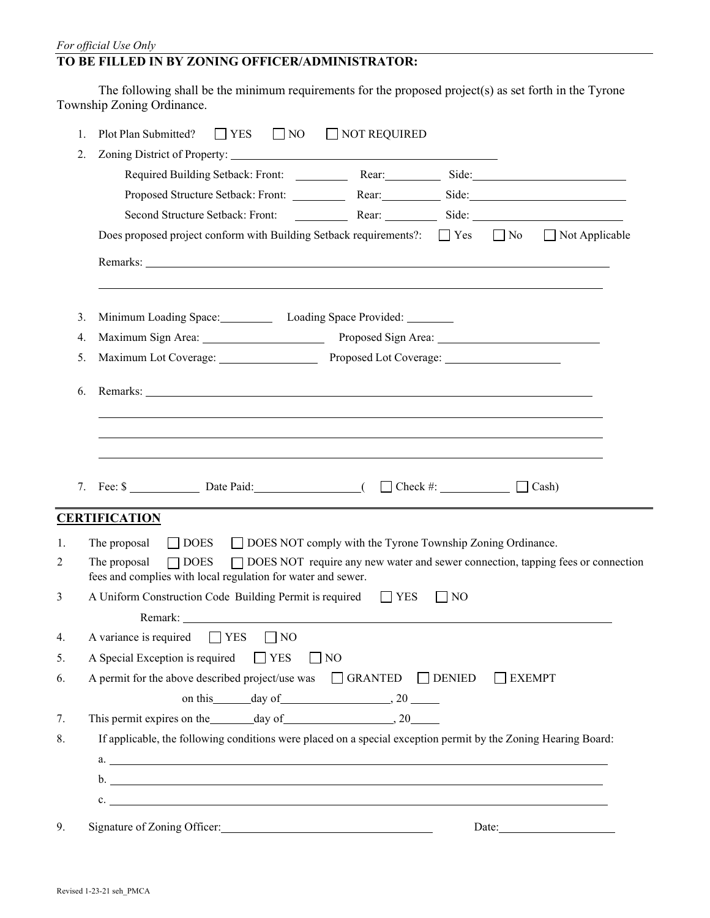*For official Use Only*

**TO BE FILLED IN BY ZONING OFFICER/ADMINISTRATOR:**

The following shall be the minimum requirements for the proposed project(s) as set forth in the Tyrone Township Zoning Ordinance.

1. Plot Plan Submitted? ☐ YES ☐ NO ☐ NOT REQUIRED
2. Zoning District of Property: ____________________

   Required Building Setback: Front: ________ Rear: ________ Side: ________

   Proposed Structure Setback: Front: ________ Rear: ________ Side: ________

   Second Structure Setback: Front: ________ Rear: ________ Side: ________

   Does proposed project conform with Building Setback requirements?: ☐ Yes ☐ No ☐ Not Applicable

   Remarks: ____________________

3. Minimum Loading Space: ________ Loading Space Provided: ________
4. Maximum Sign Area: ________ Proposed Sign Area: ________
5. Maximum Lot Coverage: ________ Proposed Lot Coverage: ________
6. Remarks: ____________________
7. Fee: $ ________ Date Paid: ________ ( ☐ Check #: ________ ☐ Cash)

## CERTIFICATION

1. The proposal ☐ DOES ☐ DOES NOT comply with the Tyrone Township Zoning Ordinance.
2. The proposal ☐ DOES ☐ DOES NOT require any new water and sewer connection, tapping fees or connection fees and complies with local regulation for water and sewer.
3. A Uniform Construction Code Building Permit is required ☐ YES ☐ NO

   Remark: ____________________

4. A variance is required ☐ YES ☐ NO
5. A Special Exception is required ☐ YES ☐ NO
6. A permit for the above described project/use was ☐ GRANTED ☐ DENIED ☐ EXEMPT

   on this ______ day of ________, 20 ____

7. This permit expires on the ______ day of ________, 20____
8. If applicable, the following conditions were placed on a special exception permit by the Zoning Hearing Board:

   a. ____________________

   b. ____________________

   c. ____________________

9. Signature of Zoning Officer: ____________________ Date: ________

Revised 1-23-21 seh_PMCA